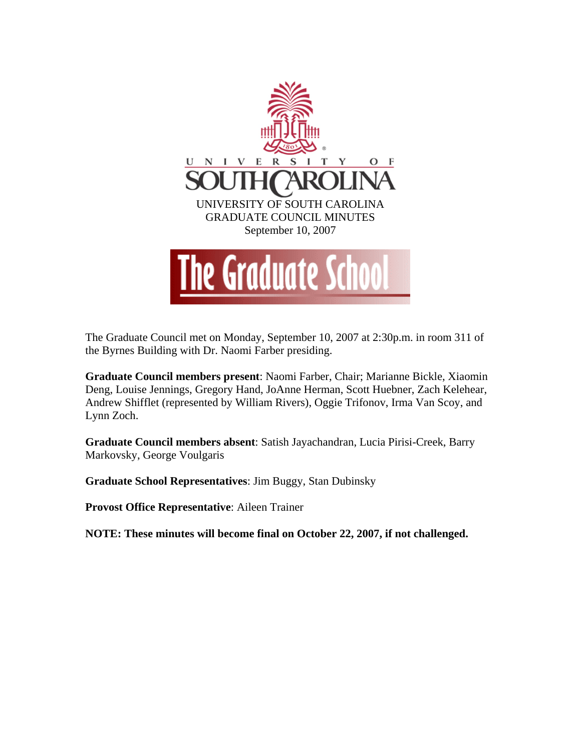UNIVERSITY OF SOUTH CAROLINA
GRADUATE COUNCIL MINUTES
September 10, 2007

The Graduate Council met on Monday, September 10, 2007 at 2:30p.m. in room 311 of the Byrnes Building with Dr. Naomi Farber presiding.

**Graduate Council members present**: Naomi Farber, Chair; Marianne Bickle, Xiaomin Deng, Louise Jennings, Gregory Hand, JoAnne Herman, Scott Huebner, Zach Kelehear, Andrew Shifflet (represented by William Rivers), Oggie Trifonov, Irma Van Scoy, and Lynn Zoch.

**Graduate Council members absent**: Satish Jayachandran, Lucia Pirisi-Creek, Barry Markovsky, George Voulgaris

**Graduate School Representatives**: Jim Buggy, Stan Dubinsky

**Provost Office Representative**: Aileen Trainer

**NOTE: These minutes will become final on October 22, 2007, if not challenged.**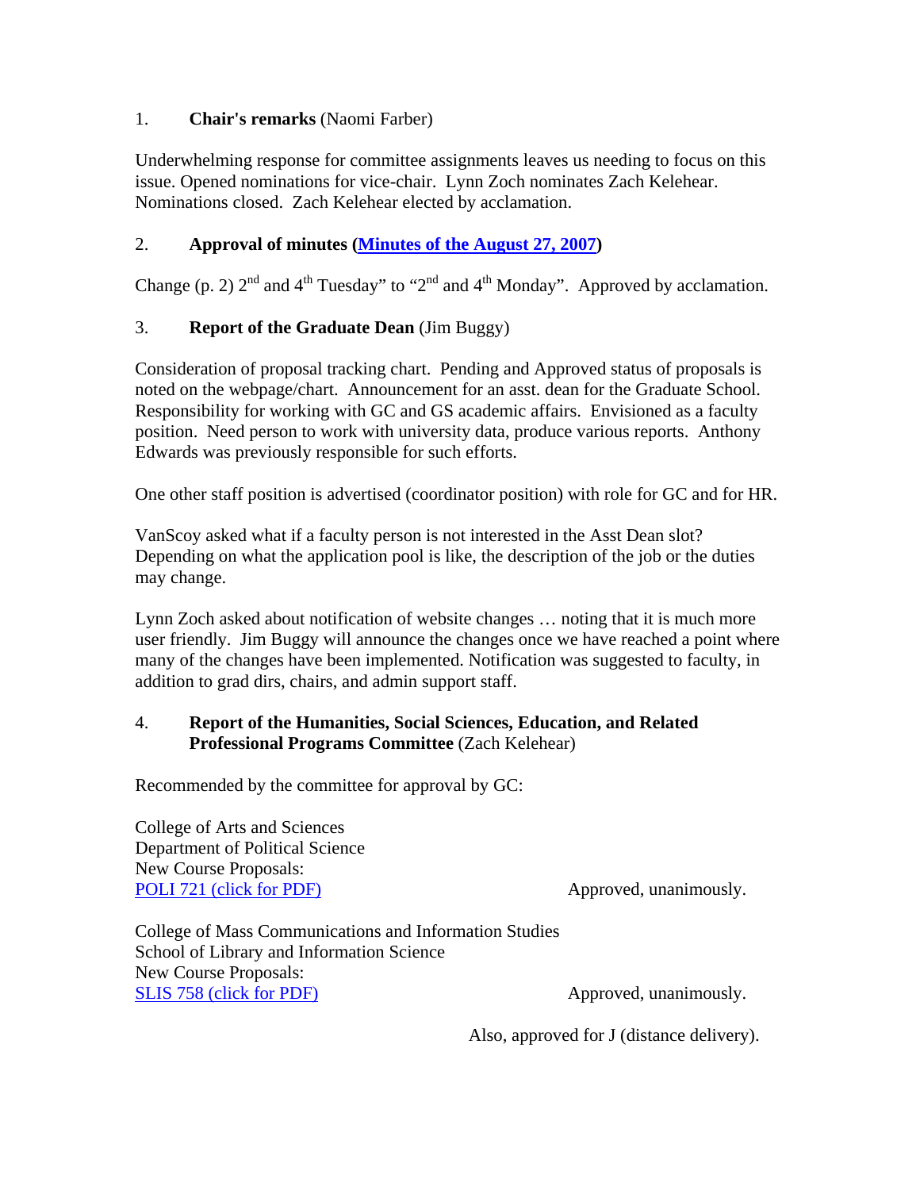1. **Chair's remarks** (Naomi Farber)

Underwhelming response for committee assignments leaves us needing to focus on this issue. Opened nominations for vice-chair. Lynn Zoch nominates Zach Kelehear. Nominations closed. Zach Kelehear elected by acclamation.

2. **Approval of minutes ([Minutes of the August 27, 2007]())**

Change (p. 2) 2nd and 4th Tuesday" to "2nd and 4th Monday". Approved by acclamation.

3. **Report of the Graduate Dean** (Jim Buggy)

Consideration of proposal tracking chart. Pending and Approved status of proposals is noted on the webpage/chart. Announcement for an asst. dean for the Graduate School. Responsibility for working with GC and GS academic affairs. Envisioned as a faculty position. Need person to work with university data, produce various reports. Anthony Edwards was previously responsible for such efforts.

One other staff position is advertised (coordinator position) with role for GC and for HR.

VanScoy asked what if a faculty person is not interested in the Asst Dean slot? Depending on what the application pool is like, the description of the job or the duties may change.

Lynn Zoch asked about notification of website changes … noting that it is much more user friendly. Jim Buggy will announce the changes once we have reached a point where many of the changes have been implemented. Notification was suggested to faculty, in addition to grad dirs, chairs, and admin support staff.

4. **Report of the Humanities, Social Sciences, Education, and Related Professional Programs Committee** (Zach Kelehear)

Recommended by the committee for approval by GC:

College of Arts and Sciences
Department of Political Science
New Course Proposals:
[POLI 721 (click for PDF)]() Approved, unanimously.

College of Mass Communications and Information Studies
School of Library and Information Science
New Course Proposals:
[SLIS 758 (click for PDF)]() Approved, unanimously.

Also, approved for J (distance delivery).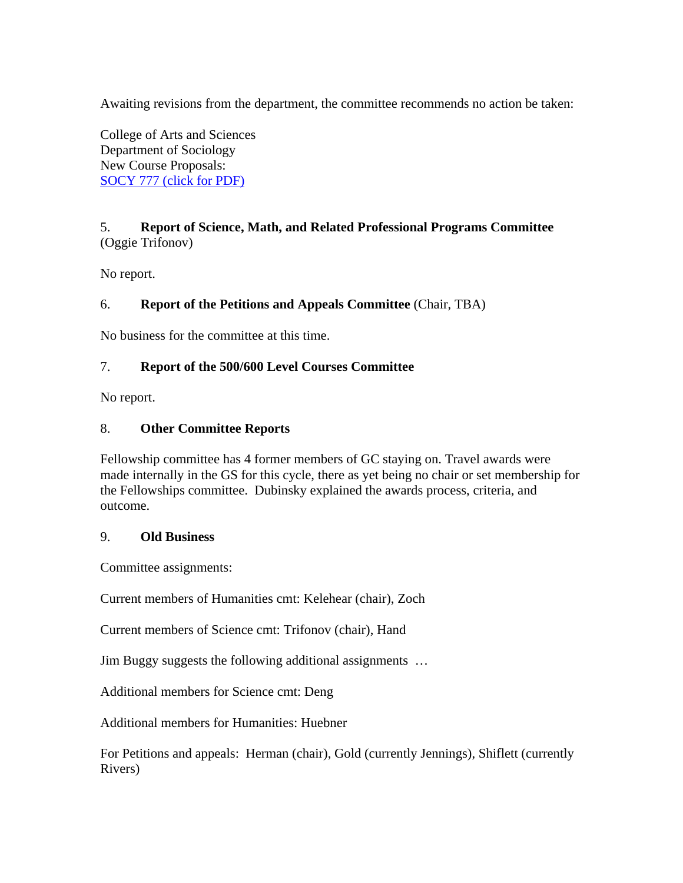Awaiting revisions from the department, the committee recommends no action be taken:

College of Arts and Sciences
Department of Sociology
New Course Proposals:
SOCY 777 (click for PDF)

5. **Report of Science, Math, and Related Professional Programs Committee** (Oggie Trifonov)

No report.

6. **Report of the Petitions and Appeals Committee** (Chair, TBA)

No business for the committee at this time.

7. **Report of the 500/600 Level Courses Committee**

No report.

8. **Other Committee Reports**

Fellowship committee has 4 former members of GC staying on. Travel awards were made internally in the GS for this cycle, there as yet being no chair or set membership for the Fellowships committee. Dubinsky explained the awards process, criteria, and outcome.

9. **Old Business**

Committee assignments:

Current members of Humanities cmt: Kelehear (chair), Zoch

Current members of Science cmt: Trifonov (chair), Hand

Jim Buggy suggests the following additional assignments …

Additional members for Science cmt: Deng

Additional members for Humanities: Huebner

For Petitions and appeals: Herman (chair), Gold (currently Jennings), Shiflett (currently Rivers)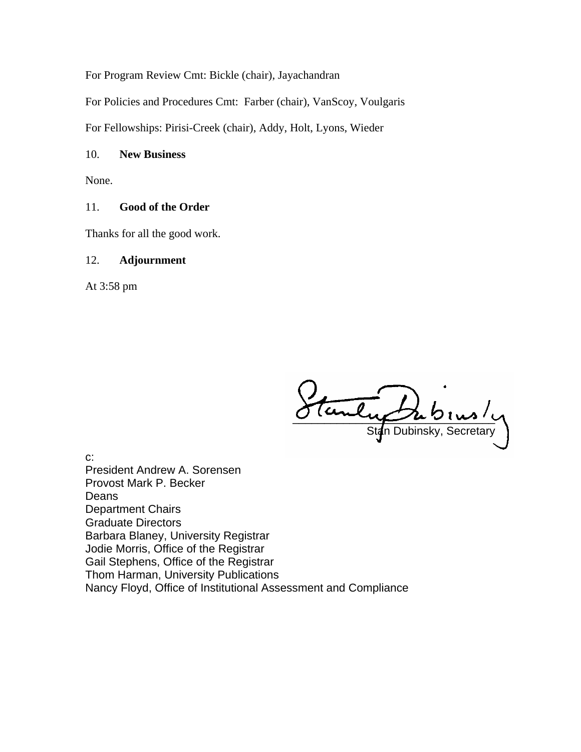For Program Review Cmt: Bickle (chair), Jayachandran

For Policies and Procedures Cmt: Farber (chair), VanScoy, Voulgaris

For Fellowships: Pirisi-Creek (chair), Addy, Holt, Lyons, Wieder

10. **New Business**

None.

11. **Good of the Order**

Thanks for all the good work.

12. **Adjournment**

At 3:58 pm

Stan Dubinsky, Secretary

c:
President Andrew A. Sorensen
Provost Mark P. Becker
Deans
Department Chairs
Graduate Directors
Barbara Blaney, University Registrar
Jodie Morris, Office of the Registrar
Gail Stephens, Office of the Registrar
Thom Harman, University Publications
Nancy Floyd, Office of Institutional Assessment and Compliance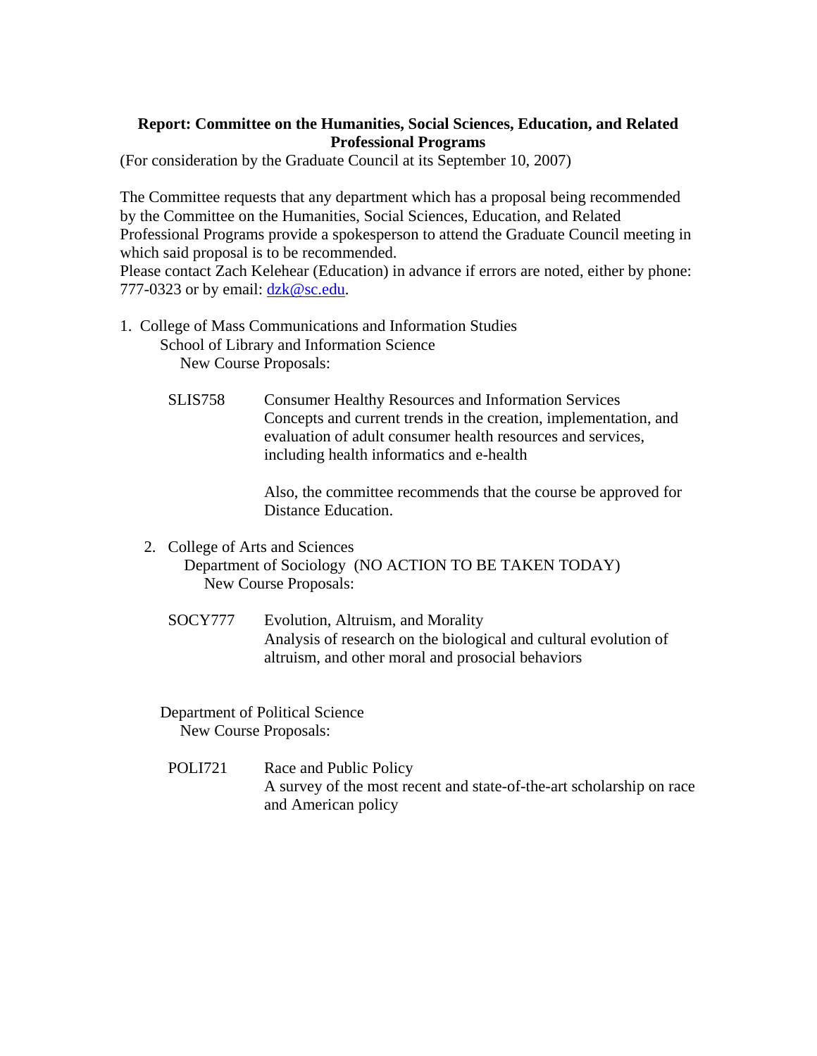**Report: Committee on the Humanities, Social Sciences, Education, and Related Professional Programs**

(For consideration by the Graduate Council at its September 10, 2007)

The Committee requests that any department which has a proposal being recommended by the Committee on the Humanities, Social Sciences, Education, and Related Professional Programs provide a spokesperson to attend the Graduate Council meeting in which said proposal is to be recommended.
Please contact Zach Kelehear (Education) in advance if errors are noted, either by phone: 777-0323 or by email: dzk@sc.edu.

1. College of Mass Communications and Information Studies
   School of Library and Information Science
   New Course Proposals:

   SLIS758 Consumer Healthy Resources and Information Services
   Concepts and current trends in the creation, implementation, and evaluation of adult consumer health resources and services, including health informatics and e-health

   Also, the committee recommends that the course be approved for Distance Education.

2. College of Arts and Sciences
   Department of Sociology (NO ACTION TO BE TAKEN TODAY)
   New Course Proposals:

   SOCY777 Evolution, Altruism, and Morality
   Analysis of research on the biological and cultural evolution of altruism, and other moral and prosocial behaviors

   Department of Political Science
   New Course Proposals:

   POLI721 Race and Public Policy
   A survey of the most recent and state-of-the-art scholarship on race and American policy